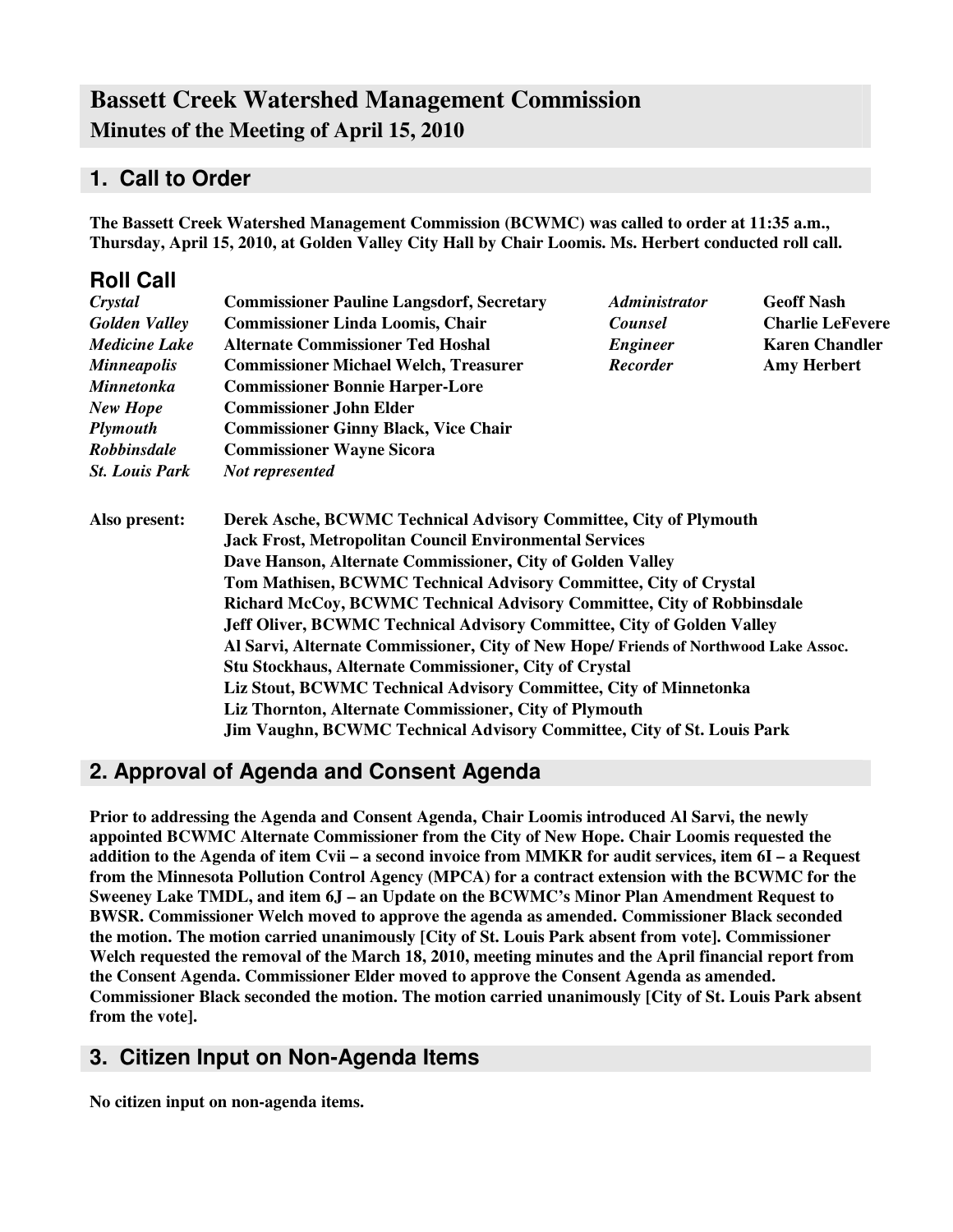# Bassett Creek Watershed Management Commission

## Minutes of the Meeting of April 15, 2010

## 1. Call to Order

**The Bassett Creek Watershed Management Commission (BCWMC) was called to order at 11:35 a.m., Thursday, April 15, 2010, at Golden Valley City Hall by Chair Loomis. Ms. Herbert conducted roll call.**

## Roll Call

| | | | |
|---|---|---|---|
| *Crystal* | **Commissioner Pauline Langsdorf, Secretary** | *Administrator* | **Geoff Nash** |
| *Golden Valley* | **Commissioner Linda Loomis, Chair** | *Counsel* | **Charlie LeFevere** |
| *Medicine Lake* | **Alternate Commissioner Ted Hoshal** | *Engineer* | **Karen Chandler** |
| *Minneapolis* | **Commissioner Michael Welch, Treasurer** | *Recorder* | **Amy Herbert** |
| *Minnetonka* | **Commissioner Bonnie Harper-Lore** | | |
| *New Hope* | **Commissioner John Elder** | | |
| *Plymouth* | **Commissioner Ginny Black, Vice Chair** | | |
| *Robbinsdale* | **Commissioner Wayne Sicora** | | |
| *St. Louis Park* | *Not represented* | | |

**Also present:**

**Derek Asche, BCWMC Technical Advisory Committee, City of Plymouth**
**Jack Frost, Metropolitan Council Environmental Services**
**Dave Hanson, Alternate Commissioner, City of Golden Valley**
**Tom Mathisen, BCWMC Technical Advisory Committee, City of Crystal**
**Richard McCoy, BCWMC Technical Advisory Committee, City of Robbinsdale**
**Jeff Oliver, BCWMC Technical Advisory Committee, City of Golden Valley**
**Al Sarvi, Alternate Commissioner, City of New Hope/ Friends of Northwood Lake Assoc.**
**Stu Stockhaus, Alternate Commissioner, City of Crystal**
**Liz Stout, BCWMC Technical Advisory Committee, City of Minnetonka**
**Liz Thornton, Alternate Commissioner, City of Plymouth**
**Jim Vaughn, BCWMC Technical Advisory Committee, City of St. Louis Park**

## 2. Approval of Agenda and Consent Agenda

**Prior to addressing the Agenda and Consent Agenda, Chair Loomis introduced Al Sarvi, the newly appointed BCWMC Alternate Commissioner from the City of New Hope. Chair Loomis requested the addition to the Agenda of item Cvii – a second invoice from MMKR for audit services, item 6I – a Request from the Minnesota Pollution Control Agency (MPCA) for a contract extension with the BCWMC for the Sweeney Lake TMDL, and item 6J – an Update on the BCWMC's Minor Plan Amendment Request to BWSR. Commissioner Welch moved to approve the agenda as amended. Commissioner Black seconded the motion. The motion carried unanimously [City of St. Louis Park absent from vote]. Commissioner Welch requested the removal of the March 18, 2010, meeting minutes and the April financial report from the Consent Agenda. Commissioner Elder moved to approve the Consent Agenda as amended. Commissioner Black seconded the motion. The motion carried unanimously [City of St. Louis Park absent from the vote].**

## 3. Citizen Input on Non-Agenda Items

**No citizen input on non-agenda items.**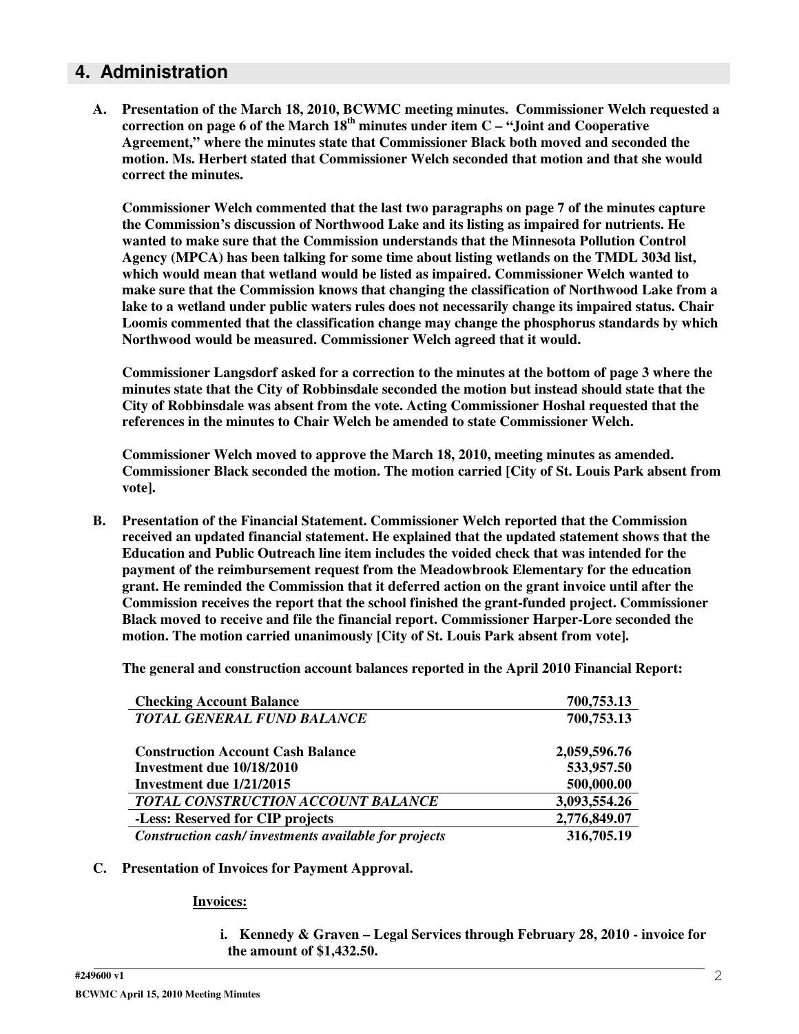## 4. Administration

**A. Presentation of the March 18, 2010, BCWMC meeting minutes. Commissioner Welch requested a correction on page 6 of the March 18th minutes under item C – "Joint and Cooperative Agreement," where the minutes state that Commissioner Black both moved and seconded the motion. Ms. Herbert stated that Commissioner Welch seconded that motion and that she would correct the minutes.**

**Commissioner Welch commented that the last two paragraphs on page 7 of the minutes capture the Commission's discussion of Northwood Lake and its listing as impaired for nutrients. He wanted to make sure that the Commission understands that the Minnesota Pollution Control Agency (MPCA) has been talking for some time about listing wetlands on the TMDL 303d list, which would mean that wetland would be listed as impaired. Commissioner Welch wanted to make sure that the Commission knows that changing the classification of Northwood Lake from a lake to a wetland under public waters rules does not necessarily change its impaired status. Chair Loomis commented that the classification change may change the phosphorus standards by which Northwood would be measured. Commissioner Welch agreed that it would.**

**Commissioner Langsdorf asked for a correction to the minutes at the bottom of page 3 where the minutes state that the City of Robbinsdale seconded the motion but instead should state that the City of Robbinsdale was absent from the vote. Acting Commissioner Hoshal requested that the references in the minutes to Chair Welch be amended to state Commissioner Welch.**

**Commissioner Welch moved to approve the March 18, 2010, meeting minutes as amended. Commissioner Black seconded the motion. The motion carried [City of St. Louis Park absent from vote].**

**B. Presentation of the Financial Statement. Commissioner Welch reported that the Commission received an updated financial statement. He explained that the updated statement shows that the Education and Public Outreach line item includes the voided check that was intended for the payment of the reimbursement request from the Meadowbrook Elementary for the education grant. He reminded the Commission that it deferred action on the grant invoice until after the Commission receives the report that the school finished the grant-funded project. Commissioner Black moved to receive and file the financial report. Commissioner Harper-Lore seconded the motion. The motion carried unanimously [City of St. Louis Park absent from vote].**

**The general and construction account balances reported in the April 2010 Financial Report:**

| | |
|---|---|
| **Checking Account Balance** | **700,753.13** |
| ***TOTAL GENERAL FUND BALANCE*** | **700,753.13** |
| | |
| **Construction Account Cash Balance** | **2,059,596.76** |
| **Investment due 10/18/2010** | **533,957.50** |
| **Investment due 1/21/2015** | **500,000.00** |
| ***TOTAL CONSTRUCTION ACCOUNT BALANCE*** | **3,093,554.26** |
| **-Less: Reserved for CIP projects** | **2,776,849.07** |
| ***Construction cash/ investments available for projects*** | **316,705.19** |

**C. Presentation of Invoices for Payment Approval.**

**Invoices:**

i. **Kennedy & Graven – Legal Services through February 28, 2010 - invoice for the amount of $1,432.50.**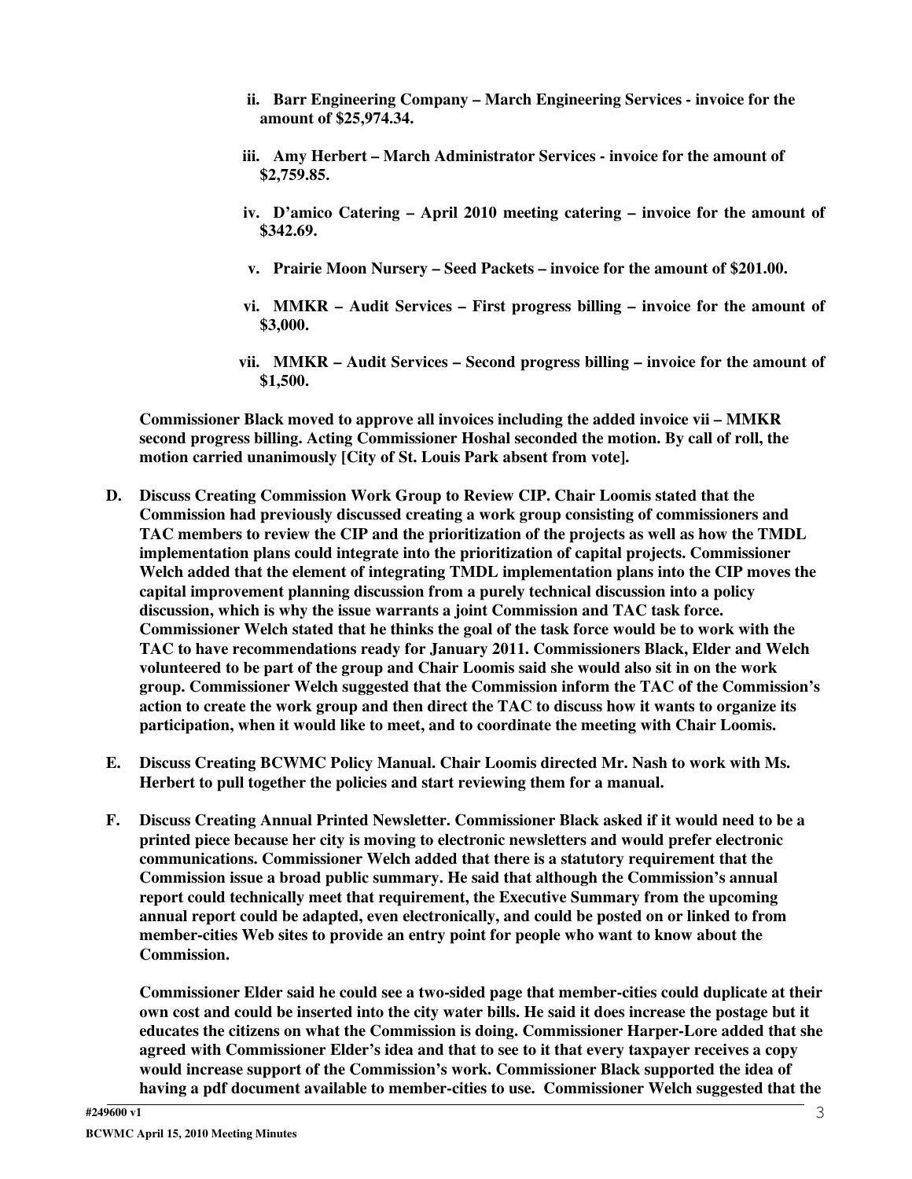**ii. Barr Engineering Company – March Engineering Services - invoice for the amount of $25,974.34.**

**iii. Amy Herbert – March Administrator Services - invoice for the amount of $2,759.85.**

**iv. D'amico Catering – April 2010 meeting catering – invoice for the amount of $342.69.**

**v. Prairie Moon Nursery – Seed Packets – invoice for the amount of $201.00.**

**vi. MMKR – Audit Services – First progress billing – invoice for the amount of $3,000.**

**vii. MMKR – Audit Services – Second progress billing – invoice for the amount of $1,500.**

**Commissioner Black moved to approve all invoices including the added invoice vii – MMKR second progress billing. Acting Commissioner Hoshal seconded the motion. By call of roll, the motion carried unanimously [City of St. Louis Park absent from vote].**

**D. Discuss Creating Commission Work Group to Review CIP. Chair Loomis stated that the Commission had previously discussed creating a work group consisting of commissioners and TAC members to review the CIP and the prioritization of the projects as well as how the TMDL implementation plans could integrate into the prioritization of capital projects. Commissioner Welch added that the element of integrating TMDL implementation plans into the CIP moves the capital improvement planning discussion from a purely technical discussion into a policy discussion, which is why the issue warrants a joint Commission and TAC task force. Commissioner Welch stated that he thinks the goal of the task force would be to work with the TAC to have recommendations ready for January 2011. Commissioners Black, Elder and Welch volunteered to be part of the group and Chair Loomis said she would also sit in on the work group. Commissioner Welch suggested that the Commission inform the TAC of the Commission's action to create the work group and then direct the TAC to discuss how it wants to organize its participation, when it would like to meet, and to coordinate the meeting with Chair Loomis.**

**E. Discuss Creating BCWMC Policy Manual. Chair Loomis directed Mr. Nash to work with Ms. Herbert to pull together the policies and start reviewing them for a manual.**

**F. Discuss Creating Annual Printed Newsletter. Commissioner Black asked if it would need to be a printed piece because her city is moving to electronic newsletters and would prefer electronic communications. Commissioner Welch added that there is a statutory requirement that the Commission issue a broad public summary. He said that although the Commission's annual report could technically meet that requirement, the Executive Summary from the upcoming annual report could be adapted, even electronically, and could be posted on or linked to from member-cities Web sites to provide an entry point for people who want to know about the Commission.**

**Commissioner Elder said he could see a two-sided page that member-cities could duplicate at their own cost and could be inserted into the city water bills. He said it does increase the postage but it educates the citizens on what the Commission is doing. Commissioner Harper-Lore added that she agreed with Commissioner Elder's idea and that to see to it that every taxpayer receives a copy would increase support of the Commission's work. Commissioner Black supported the idea of having a pdf document available to member-cities to use. Commissioner Welch suggested that the**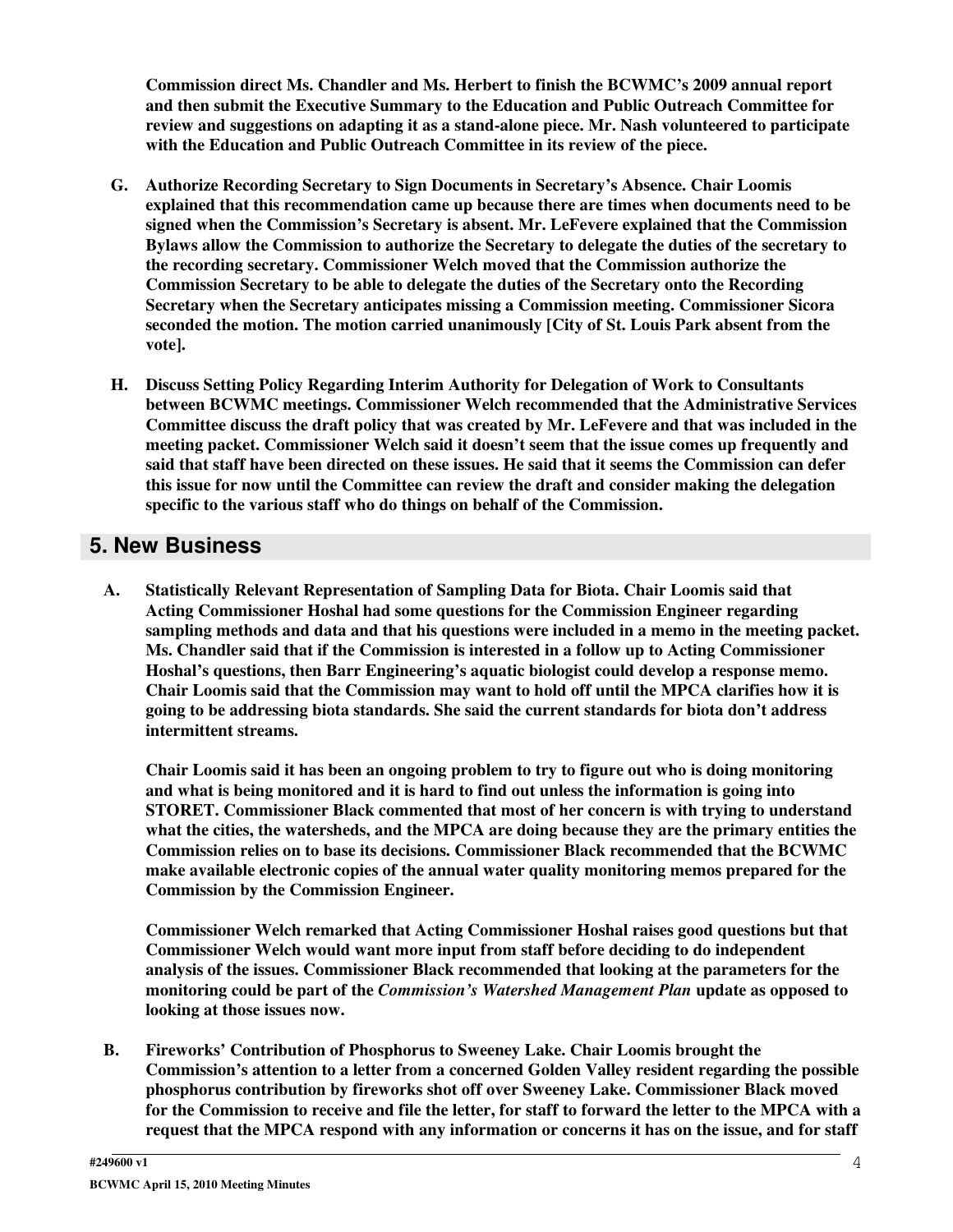**Commission direct Ms. Chandler and Ms. Herbert to finish the BCWMC's 2009 annual report and then submit the Executive Summary to the Education and Public Outreach Committee for review and suggestions on adapting it as a stand-alone piece. Mr. Nash volunteered to participate with the Education and Public Outreach Committee in its review of the piece.**

**G. Authorize Recording Secretary to Sign Documents in Secretary's Absence. Chair Loomis explained that this recommendation came up because there are times when documents need to be signed when the Commission's Secretary is absent. Mr. LeFevere explained that the Commission Bylaws allow the Commission to authorize the Secretary to delegate the duties of the secretary to the recording secretary. Commissioner Welch moved that the Commission authorize the Commission Secretary to be able to delegate the duties of the Secretary onto the Recording Secretary when the Secretary anticipates missing a Commission meeting. Commissioner Sicora seconded the motion. The motion carried unanimously [City of St. Louis Park absent from the vote].**

**H. Discuss Setting Policy Regarding Interim Authority for Delegation of Work to Consultants between BCWMC meetings. Commissioner Welch recommended that the Administrative Services Committee discuss the draft policy that was created by Mr. LeFevere and that was included in the meeting packet. Commissioner Welch said it doesn't seem that the issue comes up frequently and said that staff have been directed on these issues. He said that it seems the Commission can defer this issue for now until the Committee can review the draft and consider making the delegation specific to the various staff who do things on behalf of the Commission.**

## 5. New Business

**A. Statistically Relevant Representation of Sampling Data for Biota. Chair Loomis said that Acting Commissioner Hoshal had some questions for the Commission Engineer regarding sampling methods and data and that his questions were included in a memo in the meeting packet. Ms. Chandler said that if the Commission is interested in a follow up to Acting Commissioner Hoshal's questions, then Barr Engineering's aquatic biologist could develop a response memo. Chair Loomis said that the Commission may want to hold off until the MPCA clarifies how it is going to be addressing biota standards. She said the current standards for biota don't address intermittent streams.**

**Chair Loomis said it has been an ongoing problem to try to figure out who is doing monitoring and what is being monitored and it is hard to find out unless the information is going into STORET. Commissioner Black commented that most of her concern is with trying to understand what the cities, the watersheds, and the MPCA are doing because they are the primary entities the Commission relies on to base its decisions. Commissioner Black recommended that the BCWMC make available electronic copies of the annual water quality monitoring memos prepared for the Commission by the Commission Engineer.**

**Commissioner Welch remarked that Acting Commissioner Hoshal raises good questions but that Commissioner Welch would want more input from staff before deciding to do independent analysis of the issues. Commissioner Black recommended that looking at the parameters for the monitoring could be part of the *Commission's Watershed Management Plan* update as opposed to looking at those issues now.**

**B. Fireworks' Contribution of Phosphorus to Sweeney Lake. Chair Loomis brought the Commission's attention to a letter from a concerned Golden Valley resident regarding the possible phosphorus contribution by fireworks shot off over Sweeney Lake. Commissioner Black moved for the Commission to receive and file the letter, for staff to forward the letter to the MPCA with a request that the MPCA respond with any information or concerns it has on the issue, and for staff**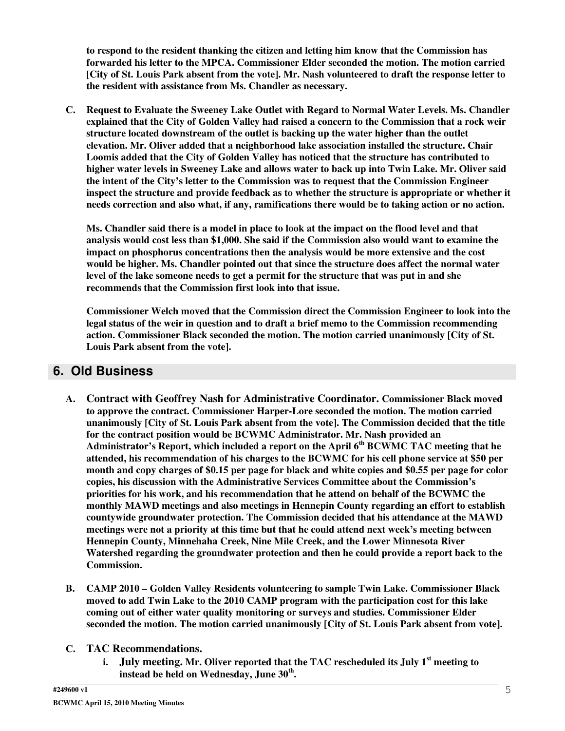**to respond to the resident thanking the citizen and letting him know that the Commission has forwarded his letter to the MPCA. Commissioner Elder seconded the motion. The motion carried [City of St. Louis Park absent from the vote]. Mr. Nash volunteered to draft the response letter to the resident with assistance from Ms. Chandler as necessary.**

**C. Request to Evaluate the Sweeney Lake Outlet with Regard to Normal Water Levels. Ms. Chandler explained that the City of Golden Valley had raised a concern to the Commission that a rock weir structure located downstream of the outlet is backing up the water higher than the outlet elevation. Mr. Oliver added that a neighborhood lake association installed the structure. Chair Loomis added that the City of Golden Valley has noticed that the structure has contributed to higher water levels in Sweeney Lake and allows water to back up into Twin Lake. Mr. Oliver said the intent of the City's letter to the Commission was to request that the Commission Engineer inspect the structure and provide feedback as to whether the structure is appropriate or whether it needs correction and also what, if any, ramifications there would be to taking action or no action.**

**Ms. Chandler said there is a model in place to look at the impact on the flood level and that analysis would cost less than $1,000. She said if the Commission also would want to examine the impact on phosphorus concentrations then the analysis would be more extensive and the cost would be higher. Ms. Chandler pointed out that since the structure does affect the normal water level of the lake someone needs to get a permit for the structure that was put in and she recommends that the Commission first look into that issue.**

**Commissioner Welch moved that the Commission direct the Commission Engineer to look into the legal status of the weir in question and to draft a brief memo to the Commission recommending action. Commissioner Black seconded the motion. The motion carried unanimously [City of St. Louis Park absent from the vote].**

## 6. Old Business

**A. Contract with Geoffrey Nash for Administrative Coordinator. Commissioner Black moved to approve the contract. Commissioner Harper-Lore seconded the motion. The motion carried unanimously [City of St. Louis Park absent from the vote]. The Commission decided that the title for the contract position would be BCWMC Administrator. Mr. Nash provided an Administrator's Report, which included a report on the April 6th BCWMC TAC meeting that he attended, his recommendation of his charges to the BCWMC for his cell phone service at $50 per month and copy charges of $0.15 per page for black and white copies and $0.55 per page for color copies, his discussion with the Administrative Services Committee about the Commission's priorities for his work, and his recommendation that he attend on behalf of the BCWMC the monthly MAWD meetings and also meetings in Hennepin County regarding an effort to establish countywide groundwater protection. The Commission decided that his attendance at the MAWD meetings were not a priority at this time but that he could attend next week's meeting between Hennepin County, Minnehaha Creek, Nine Mile Creek, and the Lower Minnesota River Watershed regarding the groundwater protection and then he could provide a report back to the Commission.**

**B. CAMP 2010 – Golden Valley Residents volunteering to sample Twin Lake. Commissioner Black moved to add Twin Lake to the 2010 CAMP program with the participation cost for this lake coming out of either water quality monitoring or surveys and studies. Commissioner Elder seconded the motion. The motion carried unanimously [City of St. Louis Park absent from vote].**

**C. TAC Recommendations.**

**i. July meeting. Mr. Oliver reported that the TAC rescheduled its July 1st meeting to instead be held on Wednesday, June 30th.**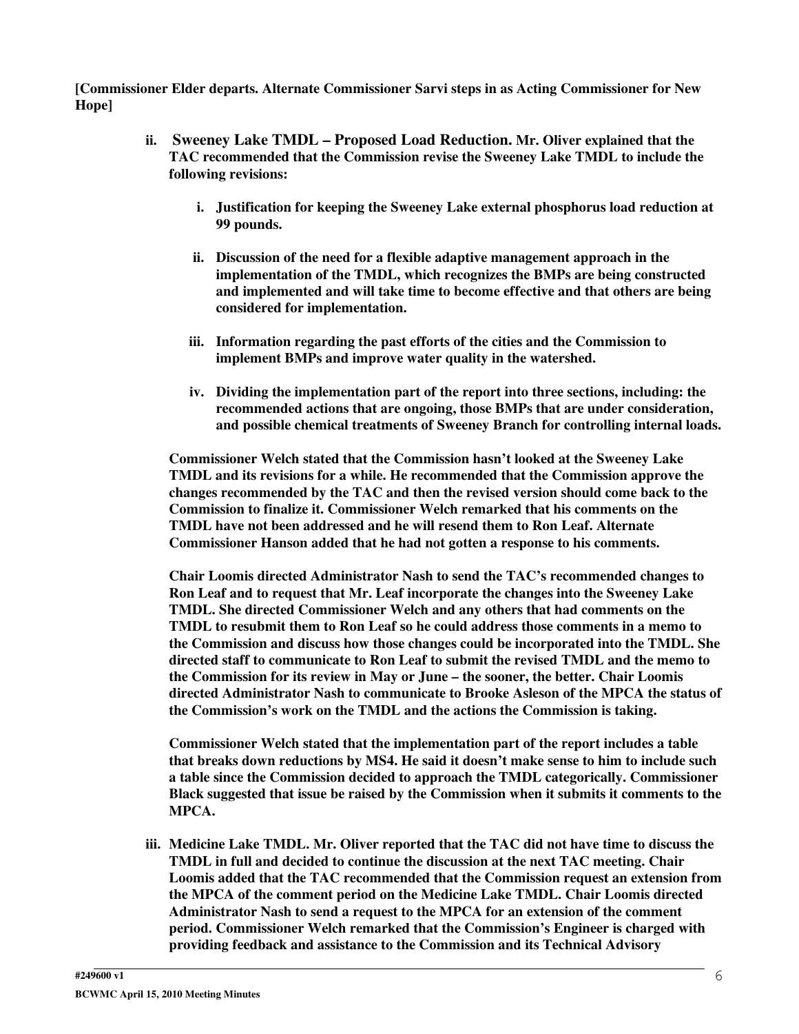**[Commissioner Elder departs. Alternate Commissioner Sarvi steps in as Acting Commissioner for New Hope]**

ii. **Sweeney Lake TMDL – Proposed Load Reduction. Mr. Oliver explained that the TAC recommended that the Commission revise the Sweeney Lake TMDL to include the following revisions:**

  i. **Justification for keeping the Sweeney Lake external phosphorus load reduction at 99 pounds.**

  ii. **Discussion of the need for a flexible adaptive management approach in the implementation of the TMDL, which recognizes the BMPs are being constructed and implemented and will take time to become effective and that others are being considered for implementation.**

  iii. **Information regarding the past efforts of the cities and the Commission to implement BMPs and improve water quality in the watershed.**

  iv. **Dividing the implementation part of the report into three sections, including: the recommended actions that are ongoing, those BMPs that are under consideration, and possible chemical treatments of Sweeney Branch for controlling internal loads.**

**Commissioner Welch stated that the Commission hasn't looked at the Sweeney Lake TMDL and its revisions for a while. He recommended that the Commission approve the changes recommended by the TAC and then the revised version should come back to the Commission to finalize it. Commissioner Welch remarked that his comments on the TMDL have not been addressed and he will resend them to Ron Leaf. Alternate Commissioner Hanson added that he had not gotten a response to his comments.**

**Chair Loomis directed Administrator Nash to send the TAC's recommended changes to Ron Leaf and to request that Mr. Leaf incorporate the changes into the Sweeney Lake TMDL. She directed Commissioner Welch and any others that had comments on the TMDL to resubmit them to Ron Leaf so he could address those comments in a memo to the Commission and discuss how those changes could be incorporated into the TMDL. She directed staff to communicate to Ron Leaf to submit the revised TMDL and the memo to the Commission for its review in May or June – the sooner, the better. Chair Loomis directed Administrator Nash to communicate to Brooke Asleson of the MPCA the status of the Commission's work on the TMDL and the actions the Commission is taking.**

**Commissioner Welch stated that the implementation part of the report includes a table that breaks down reductions by MS4. He said it doesn't make sense to him to include such a table since the Commission decided to approach the TMDL categorically. Commissioner Black suggested that issue be raised by the Commission when it submits it comments to the MPCA.**

iii. **Medicine Lake TMDL. Mr. Oliver reported that the TAC did not have time to discuss the TMDL in full and decided to continue the discussion at the next TAC meeting. Chair Loomis added that the TAC recommended that the Commission request an extension from the MPCA of the comment period on the Medicine Lake TMDL. Chair Loomis directed Administrator Nash to send a request to the MPCA for an extension of the comment period. Commissioner Welch remarked that the Commission's Engineer is charged with providing feedback and assistance to the Commission and its Technical Advisory**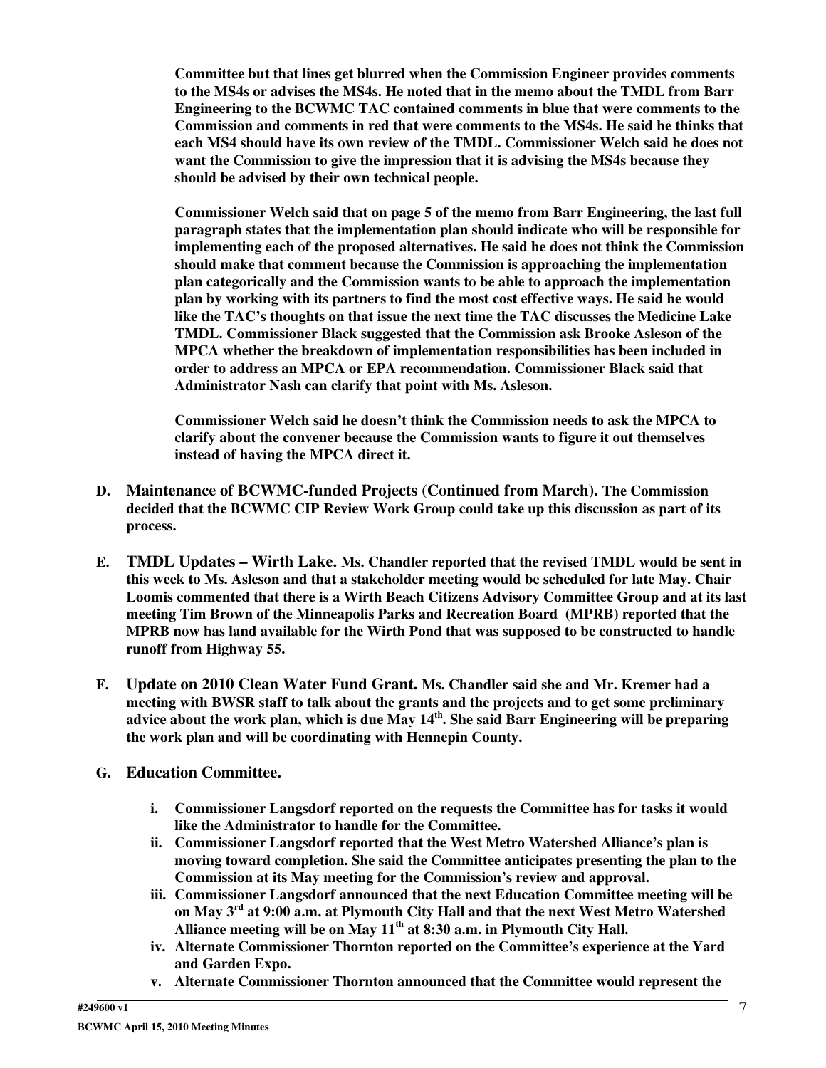**Committee but that lines get blurred when the Commission Engineer provides comments to the MS4s or advises the MS4s. He noted that in the memo about the TMDL from Barr Engineering to the BCWMC TAC contained comments in blue that were comments to the Commission and comments in red that were comments to the MS4s. He said he thinks that each MS4 should have its own review of the TMDL. Commissioner Welch said he does not want the Commission to give the impression that it is advising the MS4s because they should be advised by their own technical people.**

**Commissioner Welch said that on page 5 of the memo from Barr Engineering, the last full paragraph states that the implementation plan should indicate who will be responsible for implementing each of the proposed alternatives. He said he does not think the Commission should make that comment because the Commission is approaching the implementation plan categorically and the Commission wants to be able to approach the implementation plan by working with its partners to find the most cost effective ways. He said he would like the TAC's thoughts on that issue the next time the TAC discusses the Medicine Lake TMDL. Commissioner Black suggested that the Commission ask Brooke Asleson of the MPCA whether the breakdown of implementation responsibilities has been included in order to address an MPCA or EPA recommendation. Commissioner Black said that Administrator Nash can clarify that point with Ms. Asleson.**

**Commissioner Welch said he doesn't think the Commission needs to ask the MPCA to clarify about the convener because the Commission wants to figure it out themselves instead of having the MPCA direct it.**

**D. Maintenance of BCWMC-funded Projects (Continued from March).** **The Commission decided that the BCWMC CIP Review Work Group could take up this discussion as part of its process.**

**E. TMDL Updates – Wirth Lake.** **Ms. Chandler reported that the revised TMDL would be sent in this week to Ms. Asleson and that a stakeholder meeting would be scheduled for late May. Chair Loomis commented that there is a Wirth Beach Citizens Advisory Committee Group and at its last meeting Tim Brown of the Minneapolis Parks and Recreation Board (MPRB) reported that the MPRB now has land available for the Wirth Pond that was supposed to be constructed to handle runoff from Highway 55.**

**F. Update on 2010 Clean Water Fund Grant.** **Ms. Chandler said she and Mr. Kremer had a meeting with BWSR staff to talk about the grants and the projects and to get some preliminary advice about the work plan, which is due May 14th. She said Barr Engineering will be preparing the work plan and will be coordinating with Hennepin County.**

**G. Education Committee.**

**i. Commissioner Langsdorf reported on the requests the Committee has for tasks it would like the Administrator to handle for the Committee.**

**ii. Commissioner Langsdorf reported that the West Metro Watershed Alliance's plan is moving toward completion. She said the Committee anticipates presenting the plan to the Commission at its May meeting for the Commission's review and approval.**

**iii. Commissioner Langsdorf announced that the next Education Committee meeting will be on May 3rd at 9:00 a.m. at Plymouth City Hall and that the next West Metro Watershed Alliance meeting will be on May 11th at 8:30 a.m. in Plymouth City Hall.**

**iv. Alternate Commissioner Thornton reported on the Committee's experience at the Yard and Garden Expo.**

**v. Alternate Commissioner Thornton announced that the Committee would represent the**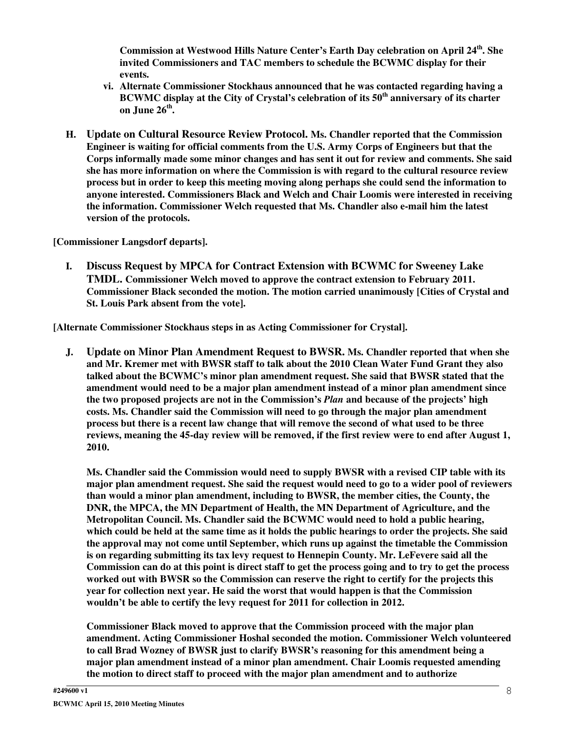**Commission at Westwood Hills Nature Center's Earth Day celebration on April 24th. She invited Commissioners and TAC members to schedule the BCWMC display for their events.**

vi. **Alternate Commissioner Stockhaus announced that he was contacted regarding having a BCWMC display at the City of Crystal's celebration of its 50th anniversary of its charter on June 26th.**

**H. Update on Cultural Resource Review Protocol. Ms. Chandler reported that the Commission Engineer is waiting for official comments from the U.S. Army Corps of Engineers but that the Corps informally made some minor changes and has sent it out for review and comments. She said she has more information on where the Commission is with regard to the cultural resource review process but in order to keep this meeting moving along perhaps she could send the information to anyone interested. Commissioners Black and Welch and Chair Loomis were interested in receiving the information. Commissioner Welch requested that Ms. Chandler also e-mail him the latest version of the protocols.**

**[Commissioner Langsdorf departs].**

**I. Discuss Request by MPCA for Contract Extension with BCWMC for Sweeney Lake TMDL. Commissioner Welch moved to approve the contract extension to February 2011. Commissioner Black seconded the motion. The motion carried unanimously [Cities of Crystal and St. Louis Park absent from the vote].**

**[Alternate Commissioner Stockhaus steps in as Acting Commissioner for Crystal].**

**J. Update on Minor Plan Amendment Request to BWSR. Ms. Chandler reported that when she and Mr. Kremer met with BWSR staff to talk about the 2010 Clean Water Fund Grant they also talked about the BCWMC's minor plan amendment request. She said that BWSR stated that the amendment would need to be a major plan amendment instead of a minor plan amendment since the two proposed projects are not in the Commission's *Plan* and because of the projects' high costs. Ms. Chandler said the Commission will need to go through the major plan amendment process but there is a recent law change that will remove the second of what used to be three reviews, meaning the 45-day review will be removed, if the first review were to end after August 1, 2010.**

**Ms. Chandler said the Commission would need to supply BWSR with a revised CIP table with its major plan amendment request. She said the request would need to go to a wider pool of reviewers than would a minor plan amendment, including to BWSR, the member cities, the County, the DNR, the MPCA, the MN Department of Health, the MN Department of Agriculture, and the Metropolitan Council. Ms. Chandler said the BCWMC would need to hold a public hearing, which could be held at the same time as it holds the public hearings to order the projects. She said the approval may not come until September, which runs up against the timetable the Commission is on regarding submitting its tax levy request to Hennepin County. Mr. LeFevere said all the Commission can do at this point is direct staff to get the process going and to try to get the process worked out with BWSR so the Commission can reserve the right to certify for the projects this year for collection next year. He said the worst that would happen is that the Commission wouldn't be able to certify the levy request for 2011 for collection in 2012.**

**Commissioner Black moved to approve that the Commission proceed with the major plan amendment. Acting Commissioner Hoshal seconded the motion. Commissioner Welch volunteered to call Brad Wozney of BWSR just to clarify BWSR's reasoning for this amendment being a major plan amendment instead of a minor plan amendment. Chair Loomis requested amending the motion to direct staff to proceed with the major plan amendment and to authorize**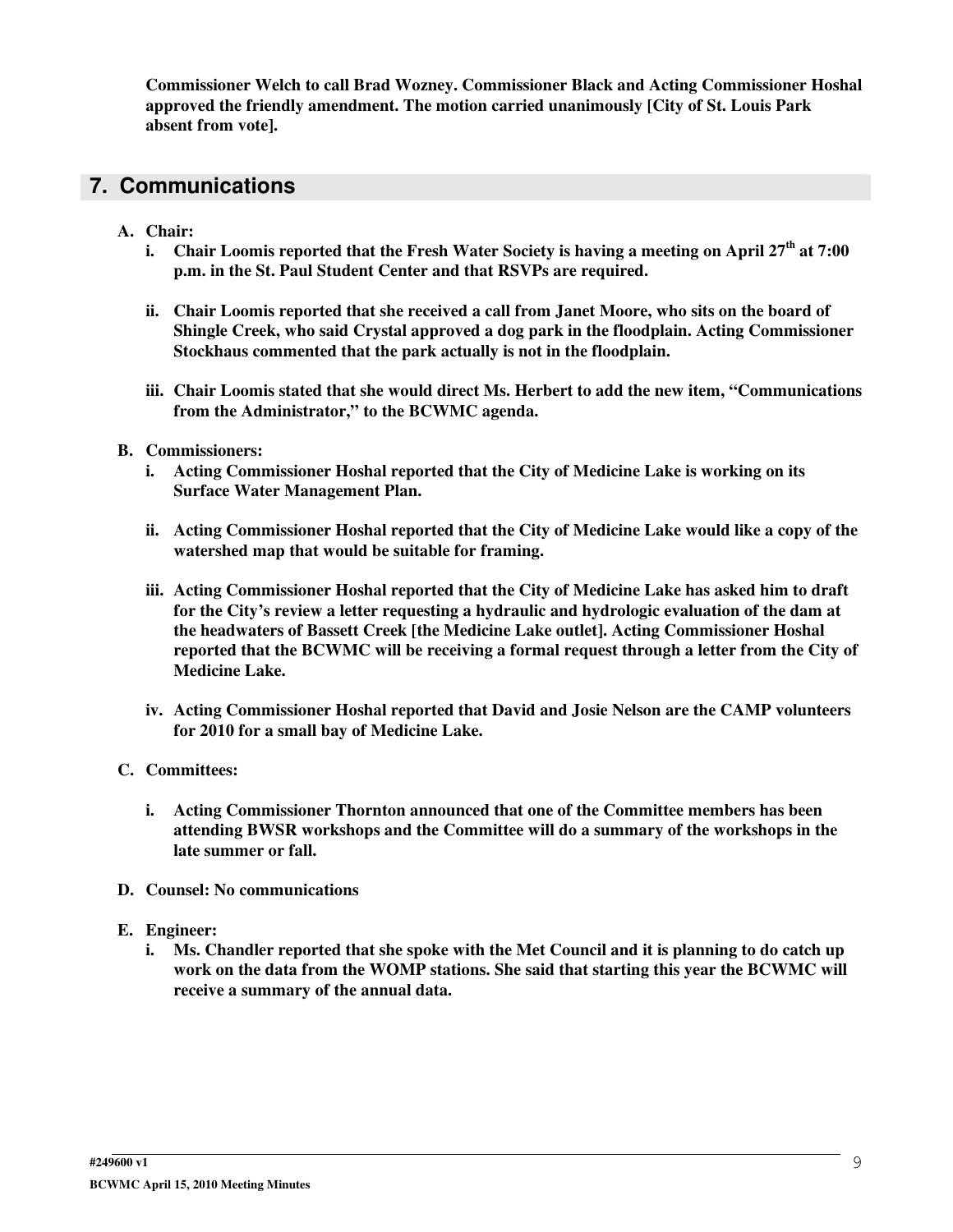**Commissioner Welch to call Brad Wozney. Commissioner Black and Acting Commissioner Hoshal approved the friendly amendment. The motion carried unanimously [City of St. Louis Park absent from vote].**

## 7. Communications

**A. Chair:**

   **i. Chair Loomis reported that the Fresh Water Society is having a meeting on April 27th at 7:00 p.m. in the St. Paul Student Center and that RSVPs are required.**

   **ii. Chair Loomis reported that she received a call from Janet Moore, who sits on the board of Shingle Creek, who said Crystal approved a dog park in the floodplain. Acting Commissioner Stockhaus commented that the park actually is not in the floodplain.**

   **iii. Chair Loomis stated that she would direct Ms. Herbert to add the new item, "Communications from the Administrator," to the BCWMC agenda.**

**B. Commissioners:**

   **i. Acting Commissioner Hoshal reported that the City of Medicine Lake is working on its Surface Water Management Plan.**

   **ii. Acting Commissioner Hoshal reported that the City of Medicine Lake would like a copy of the watershed map that would be suitable for framing.**

   **iii. Acting Commissioner Hoshal reported that the City of Medicine Lake has asked him to draft for the City's review a letter requesting a hydraulic and hydrologic evaluation of the dam at the headwaters of Bassett Creek [the Medicine Lake outlet]. Acting Commissioner Hoshal reported that the BCWMC will be receiving a formal request through a letter from the City of Medicine Lake.**

   **iv. Acting Commissioner Hoshal reported that David and Josie Nelson are the CAMP volunteers for 2010 for a small bay of Medicine Lake.**

**C. Committees:**

   **i. Acting Commissioner Thornton announced that one of the Committee members has been attending BWSR workshops and the Committee will do a summary of the workshops in the late summer or fall.**

**D. Counsel: No communications**

**E. Engineer:**

   **i. Ms. Chandler reported that she spoke with the Met Council and it is planning to do catch up work on the data from the WOMP stations. She said that starting this year the BCWMC will receive a summary of the annual data.**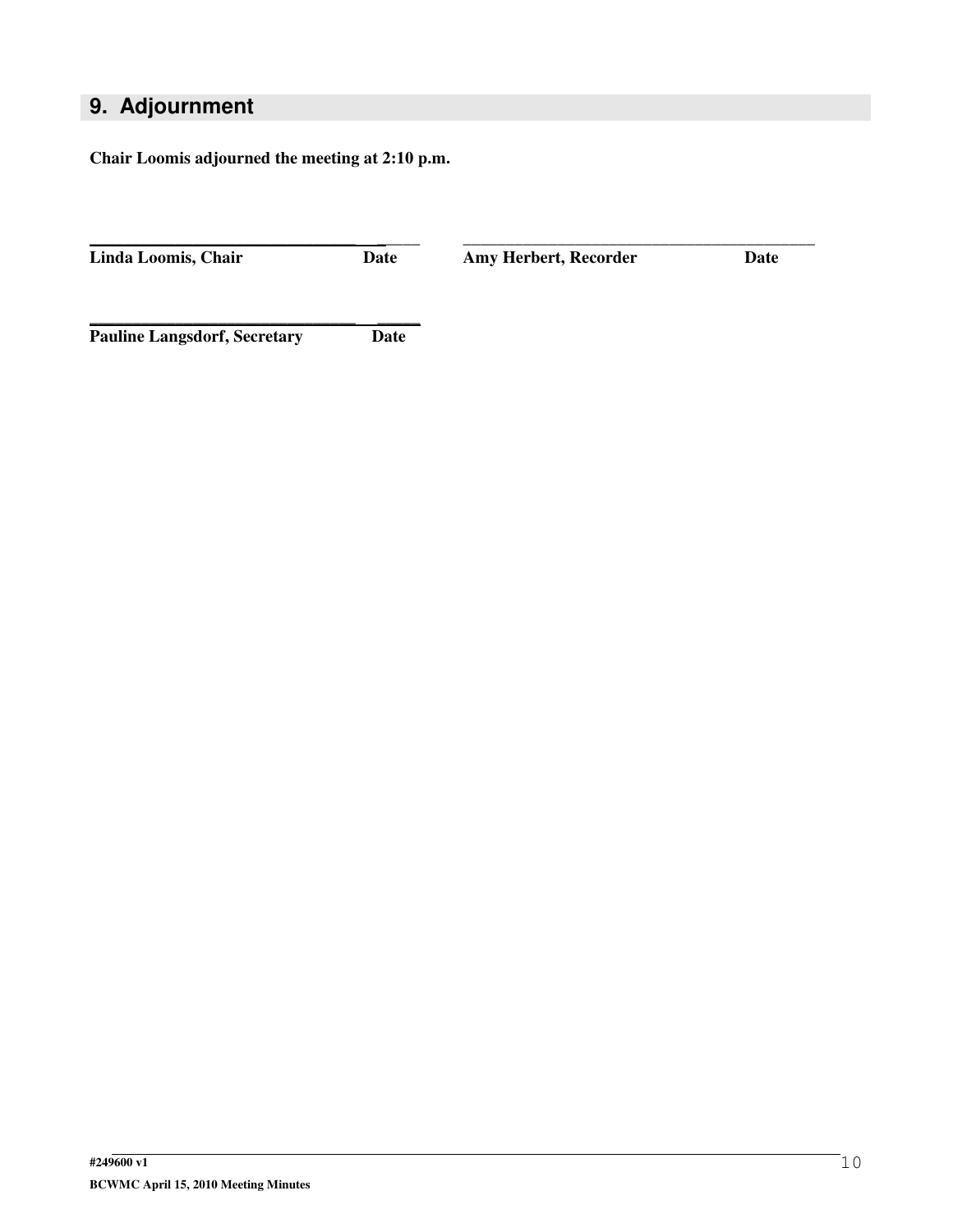## 9. Adjournment

**Chair Loomis adjourned the meeting at 2:10 p.m.**

| | | | |
|---|---|---|---|
| **Linda Loomis, Chair** | **Date** | **Amy Herbert, Recorder** | **Date** |
| **Pauline Langsdorf, Secretary** | **Date** | | |